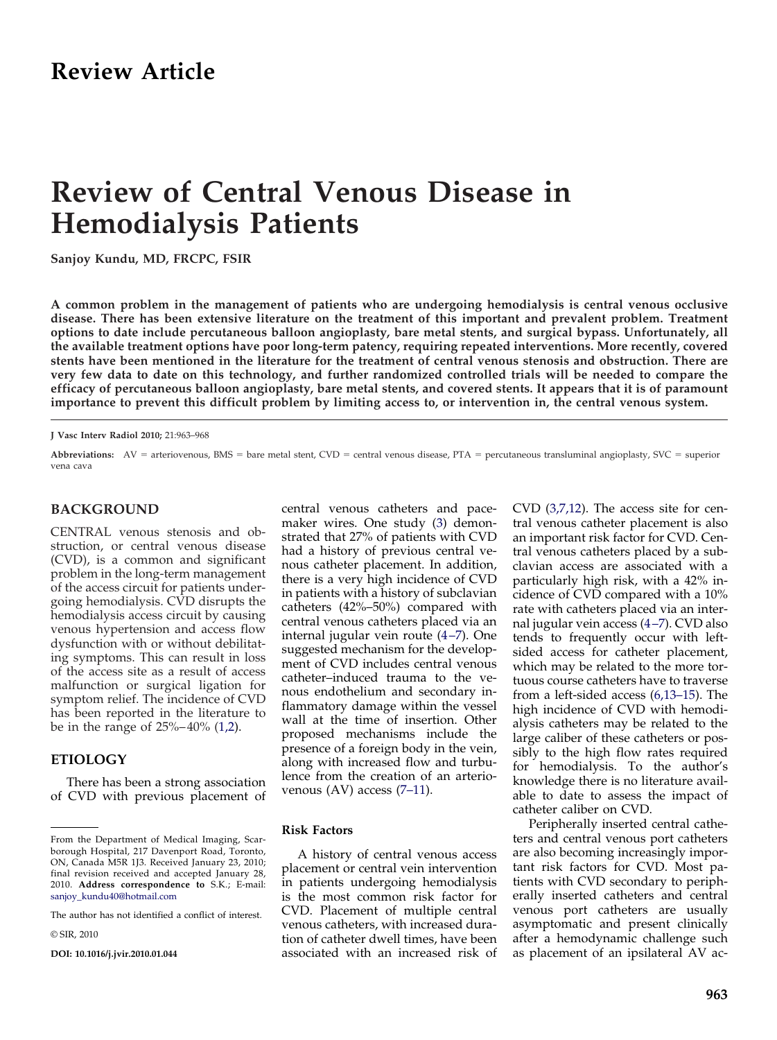Review Article

# Review of Central Venous Disease in Hemodialysis Patients

**Sanjoy Kundu, MD, FRCPC, FSIR**

**A common problem in the management of patients who are undergoing hemodialysis is central venous occlusive disease. There has been extensive literature on the treatment of this important and prevalent problem. Treatment options to date include percutaneous balloon angioplasty, bare metal stents, and surgical bypass. Unfortunately, all the available treatment options have poor long-term patency, requiring repeated interventions. More recently, covered stents have been mentioned in the literature for the treatment of central venous stenosis and obstruction. There are very few data to date on this technology, and further randomized controlled trials will be needed to compare the efficacy of percutaneous balloon angioplasty, bare metal stents, and covered stents. It appears that it is of paramount importance to prevent this difficult problem by limiting access to, or intervention in, the central venous system.**

**J Vasc Interv Radiol 2010;** 21:963–968

**Abbreviations:** AV = arteriovenous, BMS = bare metal stent, CVD = central venous disease, PTA = percutaneous transluminal angioplasty, SVC = superior vena cava

## BACKGROUND

CENTRAL venous stenosis and obstruction, or central venous disease (CVD), is a common and significant problem in the long-term management of the access circuit for patients undergoing hemodialysis. CVD disrupts the hemodialysis access circuit by causing venous hypertension and access flow dysfunction with or without debilitating symptoms. This can result in loss of the access site as a result of access malfunction or surgical ligation for symptom relief. The incidence of CVD has been reported in the literature to be in the range of 25%–40% (1,2).

## ETIOLOGY

There has been a strong association of CVD with previous placement of central venous catheters and pacemaker wires. One study (3) demonstrated that 27% of patients with CVD had a history of previous central venous catheter placement. In addition, there is a very high incidence of CVD in patients with a history of subclavian catheters (42%–50%) compared with central venous catheters placed via an internal jugular vein route (4–7). One suggested mechanism for the development of CVD includes central venous catheter–induced trauma to the venous endothelium and secondary inflammatory damage within the vessel wall at the time of insertion. Other proposed mechanisms include the presence of a foreign body in the vein, along with increased flow and turbulence from the creation of an arteriovenous (AV) access (7–11).

### Risk Factors

A history of central venous access placement or central vein intervention in patients undergoing hemodialysis is the most common risk factor for CVD. Placement of multiple central venous catheters, with increased duration of catheter dwell times, have been associated with an increased risk of CVD (3,7,12). The access site for central venous catheter placement is also an important risk factor for CVD. Central venous catheters placed by a subclavian access are associated with a particularly high risk, with a 42% incidence of CVD compared with a 10% rate with catheters placed via an internal jugular vein access (4–7). CVD also tends to frequently occur with left-sided access for catheter placement, which may be related to the more tortuous course catheters have to traverse from a left-sided access (6,13–15). The high incidence of CVD with hemodialysis catheters may be related to the large caliber of these catheters or possibly to the high flow rates required for hemodialysis. To the author's knowledge there is no literature available to date to assess the impact of catheter caliber on CVD.

Peripherally inserted central catheters and central venous port catheters are also becoming increasingly important risk factors for CVD. Most patients with CVD secondary to peripherally inserted catheters and central venous port catheters are usually asymptomatic and present clinically after a hemodynamic challenge such as placement of an ipsilateral AV ac-

From the Department of Medical Imaging, Scarborough Hospital, 217 Davenport Road, Toronto, ON, Canada M5R 1J3. Received January 23, 2010; final revision received and accepted January 28, 2010. **Address correspondence to** S.K.; E-mail: sanjoy_kundu40@hotmail.com

The author has not identified a conflict of interest.

© SIR, 2010

**DOI: 10.1016/j.jvir.2010.01.044**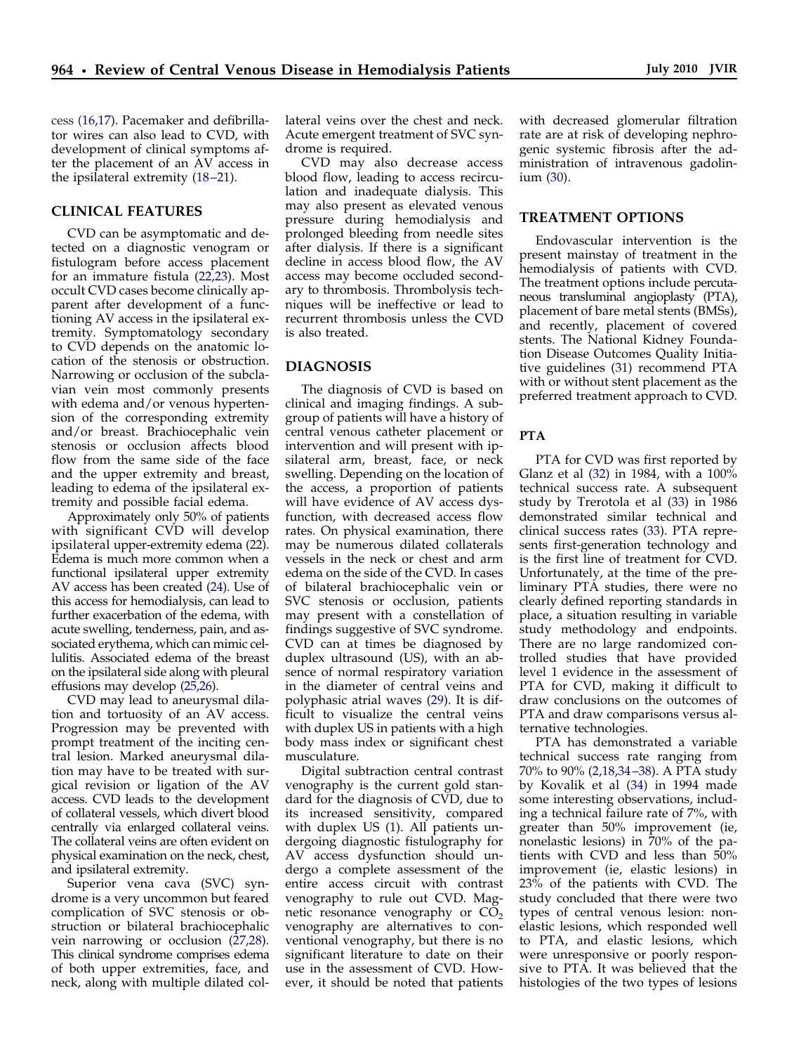cess (16,17). Pacemaker and defibrillator wires can also lead to CVD, with development of clinical symptoms after the placement of an AV access in the ipsilateral extremity (18–21).

## CLINICAL FEATURES

CVD can be asymptomatic and detected on a diagnostic venogram or fistulogram before access placement for an immature fistula (22,23). Most occult CVD cases become clinically apparent after development of a functioning AV access in the ipsilateral extremity. Symptomatology secondary to CVD depends on the anatomic location of the stenosis or obstruction. Narrowing or occlusion of the subclavian vein most commonly presents with edema and/or venous hypertension of the corresponding extremity and/or breast. Brachiocephalic vein stenosis or occlusion affects blood flow from the same side of the face and the upper extremity and breast, leading to edema of the ipsilateral extremity and possible facial edema.

Approximately only 50% of patients with significant CVD will develop ipsilateral upper-extremity edema (22). Edema is much more common when a functional ipsilateral upper extremity AV access has been created (24). Use of this access for hemodialysis, can lead to further exacerbation of the edema, with acute swelling, tenderness, pain, and associated erythema, which can mimic cellulitis. Associated edema of the breast on the ipsilateral side along with pleural effusions may develop (25,26).

CVD may lead to aneurysmal dilation and tortuosity of an AV access. Progression may be prevented with prompt treatment of the inciting central lesion. Marked aneurysmal dilation may have to be treated with surgical revision or ligation of the AV access. CVD leads to the development of collateral vessels, which divert blood centrally via enlarged collateral veins. The collateral veins are often evident on physical examination on the neck, chest, and ipsilateral extremity.

Superior vena cava (SVC) syndrome is a very uncommon but feared complication of SVC stenosis or obstruction or bilateral brachiocephalic vein narrowing or occlusion (27,28). This clinical syndrome comprises edema of both upper extremities, face, and neck, along with multiple dilated collateral veins over the chest and neck. Acute emergent treatment of SVC syndrome is required.

CVD may also decrease access blood flow, leading to access recirculation and inadequate dialysis. This may also present as elevated venous pressure during hemodialysis and prolonged bleeding from needle sites after dialysis. If there is a significant decline in access blood flow, the AV access may become occluded secondary to thrombosis. Thrombolysis techniques will be ineffective or lead to recurrent thrombosis unless the CVD is also treated.

## DIAGNOSIS

The diagnosis of CVD is based on clinical and imaging findings. A subgroup of patients will have a history of central venous catheter placement or intervention and will present with ipsilateral arm, breast, face, or neck swelling. Depending on the location of the access, a proportion of patients will have evidence of AV access dysfunction, with decreased access flow rates. On physical examination, there may be numerous dilated collaterals vessels in the neck or chest and arm edema on the side of the CVD. In cases of bilateral brachiocephalic vein or SVC stenosis or occlusion, patients may present with a constellation of findings suggestive of SVC syndrome. CVD can at times be diagnosed by duplex ultrasound (US), with an absence of normal respiratory variation in the diameter of central veins and polyphasic atrial waves (29). It is difficult to visualize the central veins with duplex US in patients with a high body mass index or significant chest musculature.

Digital subtraction central contrast venography is the current gold standard for the diagnosis of CVD, due to its increased sensitivity, compared with duplex US (1). All patients undergoing diagnostic fistulography for AV access dysfunction should undergo a complete assessment of the entire access circuit with contrast venography to rule out CVD. Magnetic resonance venography or $CO_2$ venography are alternatives to conventional venography, but there is no significant literature to date on their use in the assessment of CVD. However, it should be noted that patients with decreased glomerular filtration rate are at risk of developing nephrogenic systemic fibrosis after the administration of intravenous gadolinium (30).

## TREATMENT OPTIONS

Endovascular intervention is the present mainstay of treatment in the hemodialysis of patients with CVD. The treatment options include percutaneous transluminal angioplasty (PTA), placement of bare metal stents (BMSs), and recently, placement of covered stents. The National Kidney Foundation Disease Outcomes Quality Initiative guidelines (31) recommend PTA with or without stent placement as the preferred treatment approach to CVD.

### PTA

PTA for CVD was first reported by Glanz et al (32) in 1984, with a 100% technical success rate. A subsequent study by Trerotola et al (33) in 1986 demonstrated similar technical and clinical success rates (33). PTA represents first-generation technology and is the first line of treatment for CVD. Unfortunately, at the time of the preliminary PTA studies, there were no clearly defined reporting standards in place, a situation resulting in variable study methodology and endpoints. There are no large randomized controlled studies that have provided level 1 evidence in the assessment of PTA for CVD, making it difficult to draw conclusions on the outcomes of PTA and draw comparisons versus alternative technologies.

PTA has demonstrated a variable technical success rate ranging from 70% to 90% (2,18,34–38). A PTA study by Kovalik et al (34) in 1994 made some interesting observations, including a technical failure rate of 7%, with greater than 50% improvement (ie, nonelastic lesions) in 70% of the patients with CVD and less than 50% improvement (ie, elastic lesions) in 23% of the patients with CVD. The study concluded that there were two types of central venous lesion: nonelastic lesions, which responded well to PTA, and elastic lesions, which were unresponsive or poorly responsive to PTA. It was believed that the histologies of the two types of lesions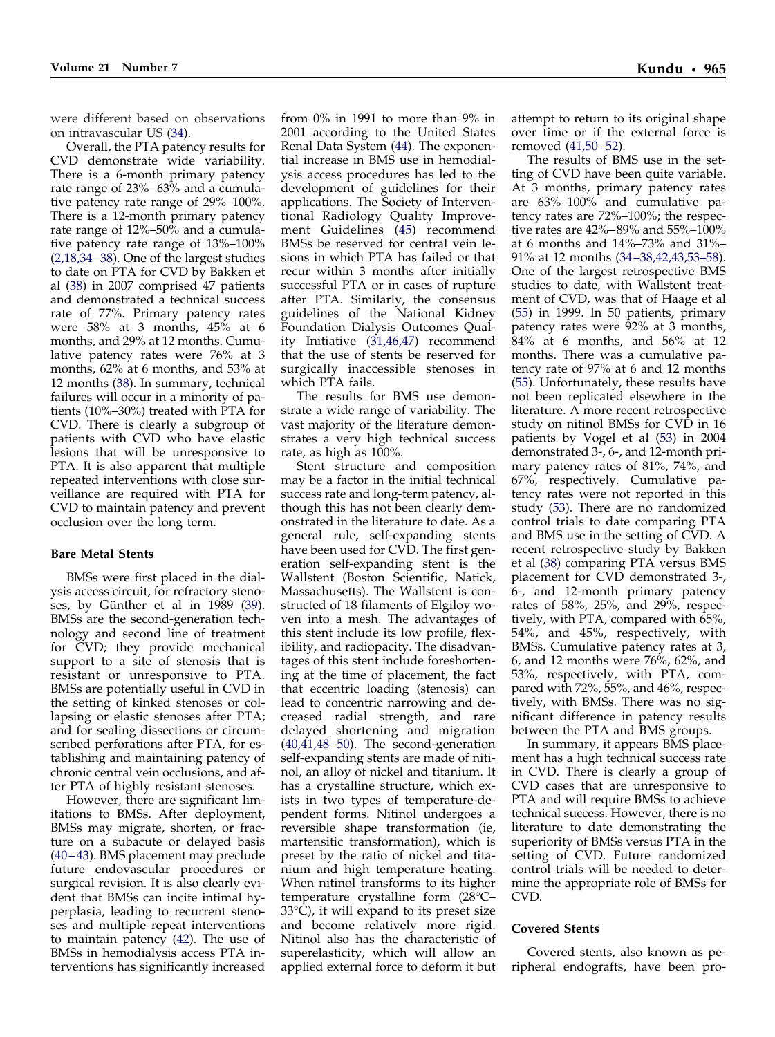were different based on observations on intravascular US (34).

Overall, the PTA patency results for CVD demonstrate wide variability. There is a 6-month primary patency rate range of 23%–63% and a cumulative patency rate range of 29%–100%. There is a 12-month primary patency rate range of 12%–50% and a cumulative patency rate range of 13%–100% (2,18,34–38). One of the largest studies to date on PTA for CVD by Bakken et al (38) in 2007 comprised 47 patients and demonstrated a technical success rate of 77%. Primary patency rates were 58% at 3 months, 45% at 6 months, and 29% at 12 months. Cumulative patency rates were 76% at 3 months, 62% at 6 months, and 53% at 12 months (38). In summary, technical failures will occur in a minority of patients (10%–30%) treated with PTA for CVD. There is clearly a subgroup of patients with CVD who have elastic lesions that will be unresponsive to PTA. It is also apparent that multiple repeated interventions with close surveillance are required with PTA for CVD to maintain patency and prevent occlusion over the long term.

### Bare Metal Stents

BMSs were first placed in the dialysis access circuit, for refractory stenoses, by Günther et al in 1989 (39). BMSs are the second-generation technology and second line of treatment for CVD; they provide mechanical support to a site of stenosis that is resistant or unresponsive to PTA. BMSs are potentially useful in CVD in the setting of kinked stenoses or collapsing or elastic stenoses after PTA; and for sealing dissections or circumscribed perforations after PTA, for establishing and maintaining patency of chronic central vein occlusions, and after PTA of highly resistant stenoses.

However, there are significant limitations to BMSs. After deployment, BMSs may migrate, shorten, or fracture on a subacute or delayed basis (40–43). BMS placement may preclude future endovascular procedures or surgical revision. It is also clearly evident that BMSs can incite intimal hyperplasia, leading to recurrent stenoses and multiple repeat interventions to maintain patency (42). The use of BMSs in hemodialysis access PTA interventions has significantly increased from 0% in 1991 to more than 9% in 2001 according to the United States Renal Data System (44). The exponential increase in BMS use in hemodialysis access procedures has led to the development of guidelines for their applications. The Society of Interventional Radiology Quality Improvement Guidelines (45) recommend BMSs be reserved for central vein lesions in which PTA has failed or that recur within 3 months after initially successful PTA or in cases of rupture after PTA. Similarly, the consensus guidelines of the National Kidney Foundation Dialysis Outcomes Quality Initiative (31,46,47) recommend that the use of stents be reserved for surgically inaccessible stenoses in which PTA fails.

The results for BMS use demonstrate a wide range of variability. The vast majority of the literature demonstrates a very high technical success rate, as high as 100%.

Stent structure and composition may be a factor in the initial technical success rate and long-term patency, although this has not been clearly demonstrated in the literature to date. As a general rule, self-expanding stents have been used for CVD. The first generation self-expanding stent is the Wallstent (Boston Scientific, Natick, Massachusetts). The Wallstent is constructed of 18 filaments of Elgiloy woven into a mesh. The advantages of this stent include its low profile, flexibility, and radiopacity. The disadvantages of this stent include foreshortening at the time of placement, the fact that eccentric loading (stenosis) can lead to concentric narrowing and decreased radial strength, and rare delayed shortening and migration (40,41,48–50). The second-generation self-expanding stents are made of nitinol, an alloy of nickel and titanium. It has a crystalline structure, which exists in two types of temperature-dependent forms. Nitinol undergoes a reversible shape transformation (ie, martensitic transformation), which is preset by the ratio of nickel and titanium and high temperature heating. When nitinol transforms to its higher temperature crystalline form (28°C–33°C), it will expand to its preset size and become relatively more rigid. Nitinol also has the characteristic of superelasticity, which will allow an applied external force to deform it but attempt to return to its original shape over time or if the external force is removed (41,50–52).

The results of BMS use in the setting of CVD have been quite variable. At 3 months, primary patency rates are 63%–100% and cumulative patency rates are 72%–100%; the respective rates are 42%–89% and 55%–100% at 6 months and 14%–73% and 31%–91% at 12 months (34–38,42,43,53–58). One of the largest retrospective BMS studies to date, with Wallstent treatment of CVD, was that of Haage et al (55) in 1999. In 50 patients, primary patency rates were 92% at 3 months, 84% at 6 months, and 56% at 12 months. There was a cumulative patency rate of 97% at 6 and 12 months (55). Unfortunately, these results have not been replicated elsewhere in the literature. A more recent retrospective study on nitinol BMSs for CVD in 16 patients by Vogel et al (53) in 2004 demonstrated 3-, 6-, and 12-month primary patency rates of 81%, 74%, and 67%, respectively. Cumulative patency rates were not reported in this study (53). There are no randomized control trials to date comparing PTA and BMS use in the setting of CVD. A recent retrospective study by Bakken et al (38) comparing PTA versus BMS placement for CVD demonstrated 3-, 6-, and 12-month primary patency rates of 58%, 25%, and 29%, respectively, with PTA, compared with 65%, 54%, and 45%, respectively, with BMSs. Cumulative patency rates at 3, 6, and 12 months were 76%, 62%, and 53%, respectively, with PTA, compared with 72%, 55%, and 46%, respectively, with BMSs. There was no significant difference in patency results between the PTA and BMS groups.

In summary, it appears BMS placement has a high technical success rate in CVD. There is clearly a group of CVD cases that are unresponsive to PTA and will require BMSs to achieve technical success. However, there is no literature to date demonstrating the superiority of BMSs versus PTA in the setting of CVD. Future randomized control trials will be needed to determine the appropriate role of BMSs for CVD.

### Covered Stents

Covered stents, also known as peripheral endografts, have been pro-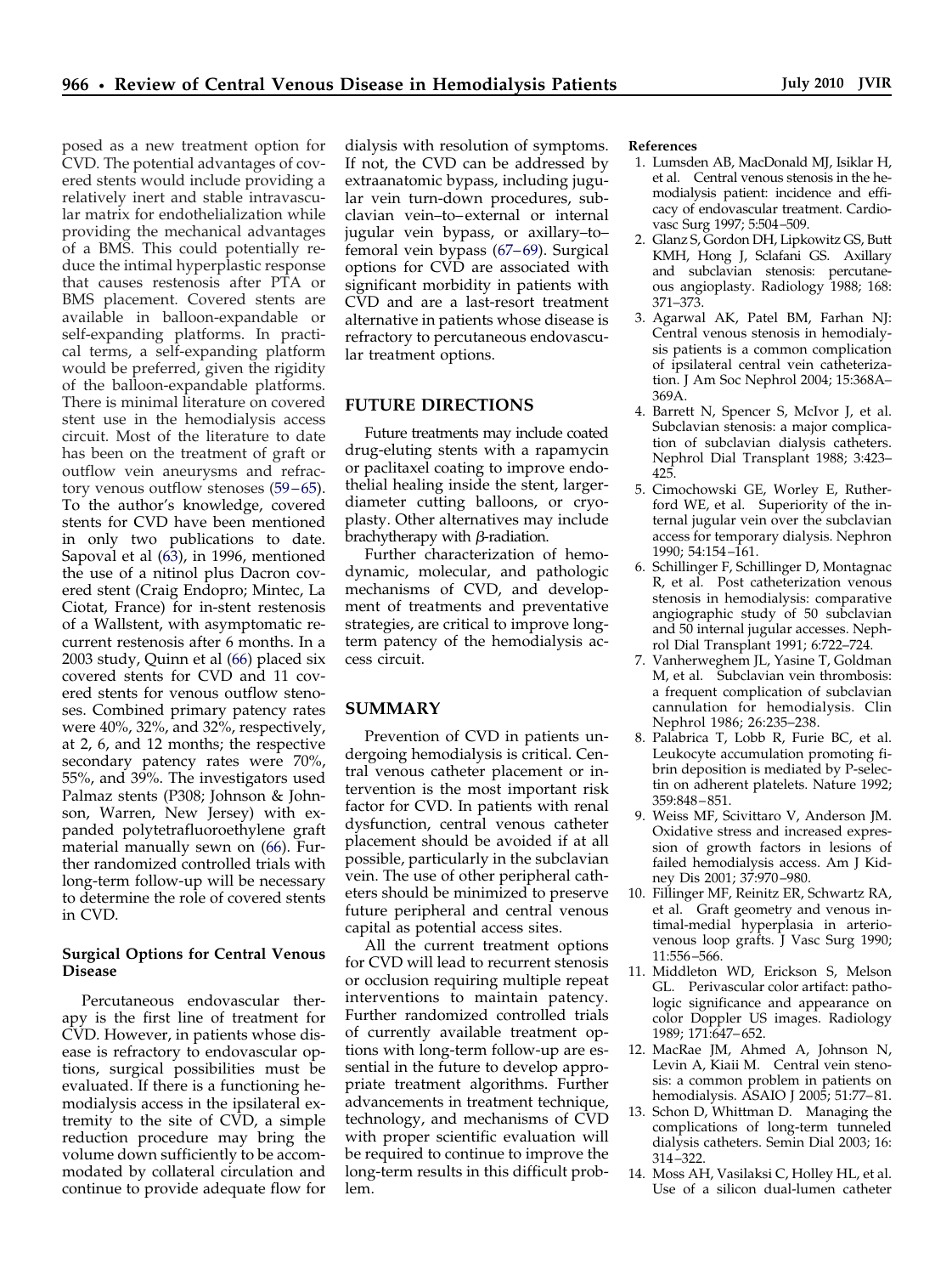posed as a new treatment option for CVD. The potential advantages of covered stents would include providing a relatively inert and stable intravascular matrix for endothelialization while providing the mechanical advantages of a BMS. This could potentially reduce the intimal hyperplastic response that causes restenosis after PTA or BMS placement. Covered stents are available in balloon-expandable or self-expanding platforms. In practical terms, a self-expanding platform would be preferred, given the rigidity of the balloon-expandable platforms. There is minimal literature on covered stent use in the hemodialysis access circuit. Most of the literature to date has been on the treatment of graft or outflow vein aneurysms and refractory venous outflow stenoses (59–65). To the author's knowledge, covered stents for CVD have been mentioned in only two publications to date. Sapoval et al (63), in 1996, mentioned the use of a nitinol plus Dacron covered stent (Craig Endopro; Mintec, La Ciotat, France) for in-stent restenosis of a Wallstent, with asymptomatic recurrent restenosis after 6 months. In a 2003 study, Quinn et al (66) placed six covered stents for CVD and 11 covered stents for venous outflow stenoses. Combined primary patency rates were 40%, 32%, and 32%, respectively, at 2, 6, and 12 months; the respective secondary patency rates were 70%, 55%, and 39%. The investigators used Palmaz stents (P308; Johnson & Johnson, Warren, New Jersey) with expanded polytetrafluoroethylene graft material manually sewn on (66). Further randomized controlled trials with long-term follow-up will be necessary to determine the role of covered stents in CVD.

### Surgical Options for Central Venous Disease

Percutaneous endovascular therapy is the first line of treatment for CVD. However, in patients whose disease is refractory to endovascular options, surgical possibilities must be evaluated. If there is a functioning hemodialysis access in the ipsilateral extremity to the site of CVD, a simple reduction procedure may bring the volume down sufficiently to be accommodated by collateral circulation and continue to provide adequate flow for dialysis with resolution of symptoms. If not, the CVD can be addressed by extraanatomic bypass, including jugular vein turn-down procedures, subclavian vein–to–external or internal jugular vein bypass, or axillary–to–femoral vein bypass (67–69). Surgical options for CVD are associated with significant morbidity in patients with CVD and are a last-resort treatment alternative in patients whose disease is refractory to percutaneous endovascular treatment options.

## FUTURE DIRECTIONS

Future treatments may include coated drug-eluting stents with a rapamycin or paclitaxel coating to improve endothelial healing inside the stent, larger-diameter cutting balloons, or cryoplasty. Other alternatives may include brachytherapy with $\beta$-radiation.

Further characterization of hemodynamic, molecular, and pathologic mechanisms of CVD, and development of treatments and preventative strategies, are critical to improve long-term patency of the hemodialysis access circuit.

## SUMMARY

Prevention of CVD in patients undergoing hemodialysis is critical. Central venous catheter placement or intervention is the most important risk factor for CVD. In patients with renal dysfunction, central venous catheter placement should be avoided if at all possible, particularly in the subclavian vein. The use of other peripheral catheters should be minimized to preserve future peripheral and central venous capital as potential access sites.

All the current treatment options for CVD will lead to recurrent stenosis or occlusion requiring multiple repeat interventions to maintain patency. Further randomized controlled trials of currently available treatment options with long-term follow-up are essential in the future to develop appropriate treatment algorithms. Further advancements in treatment technique, technology, and mechanisms of CVD with proper scientific evaluation will be required to continue to improve the long-term results in this difficult problem.

**References**

1. Lumsden AB, MacDonald MJ, Isiklar H, et al. Central venous stenosis in the hemodialysis patient: incidence and efficacy of endovascular treatment. Cardiovasc Surg 1997; 5:504–509.
2. Glanz S, Gordon DH, Lipkowitz GS, Butt KMH, Hong J, Sclafani GS. Axillary and subclavian stenosis: percutaneous angioplasty. Radiology 1988; 168: 371–373.
3. Agarwal AK, Patel BM, Farhan NJ: Central venous stenosis in hemodialysis patients is a common complication of ipsilateral central vein catheterization. J Am Soc Nephrol 2004; 15:368A–369A.
4. Barrett N, Spencer S, McIvor J, et al. Subclavian stenosis: a major complication of subclavian dialysis catheters. Nephrol Dial Transplant 1988; 3:423–425.
5. Cimochowski GE, Worley E, Rutherford WE, et al. Superiority of the internal jugular vein over the subclavian access for temporary dialysis. Nephron 1990; 54:154–161.
6. Schillinger F, Schillinger D, Montagnac R, et al. Post catheterization venous stenosis in hemodialysis: comparative angiographic study of 50 subclavian and 50 internal jugular accesses. Nephrol Dial Transplant 1991; 6:722–724.
7. Vanherweghem JL, Yasine T, Goldman M, et al. Subclavian vein thrombosis: a frequent complication of subclavian cannulation for hemodialysis. Clin Nephrol 1986; 26:235–238.
8. Palabrica T, Lobb R, Furie BC, et al. Leukocyte accumulation promoting fibrin deposition is mediated by P-selectin on adherent platelets. Nature 1992; 359:848–851.
9. Weiss MF, Scivittaro V, Anderson JM. Oxidative stress and increased expression of growth factors in lesions of failed hemodialysis access. Am J Kidney Dis 2001; 37:970–980.
10. Fillinger MF, Reinitz ER, Schwartz RA, et al. Graft geometry and venous intimal-medial hyperplasia in arteriovenous loop grafts. J Vasc Surg 1990; 11:556–566.
11. Middleton WD, Erickson S, Melson GL. Perivascular color artifact: pathologic significance and appearance on color Doppler US images. Radiology 1989; 171:647–652.
12. MacRae JM, Ahmed A, Johnson N, Levin A, Kiaii M. Central vein stenosis: a common problem in patients on hemodialysis. ASAIO J 2005; 51:77–81.
13. Schon D, Whittman D. Managing the complications of long-term tunneled dialysis catheters. Semin Dial 2003; 16: 314–322.
14. Moss AH, Vasilaksi C, Holley HL, et al. Use of a silicon dual-lumen catheter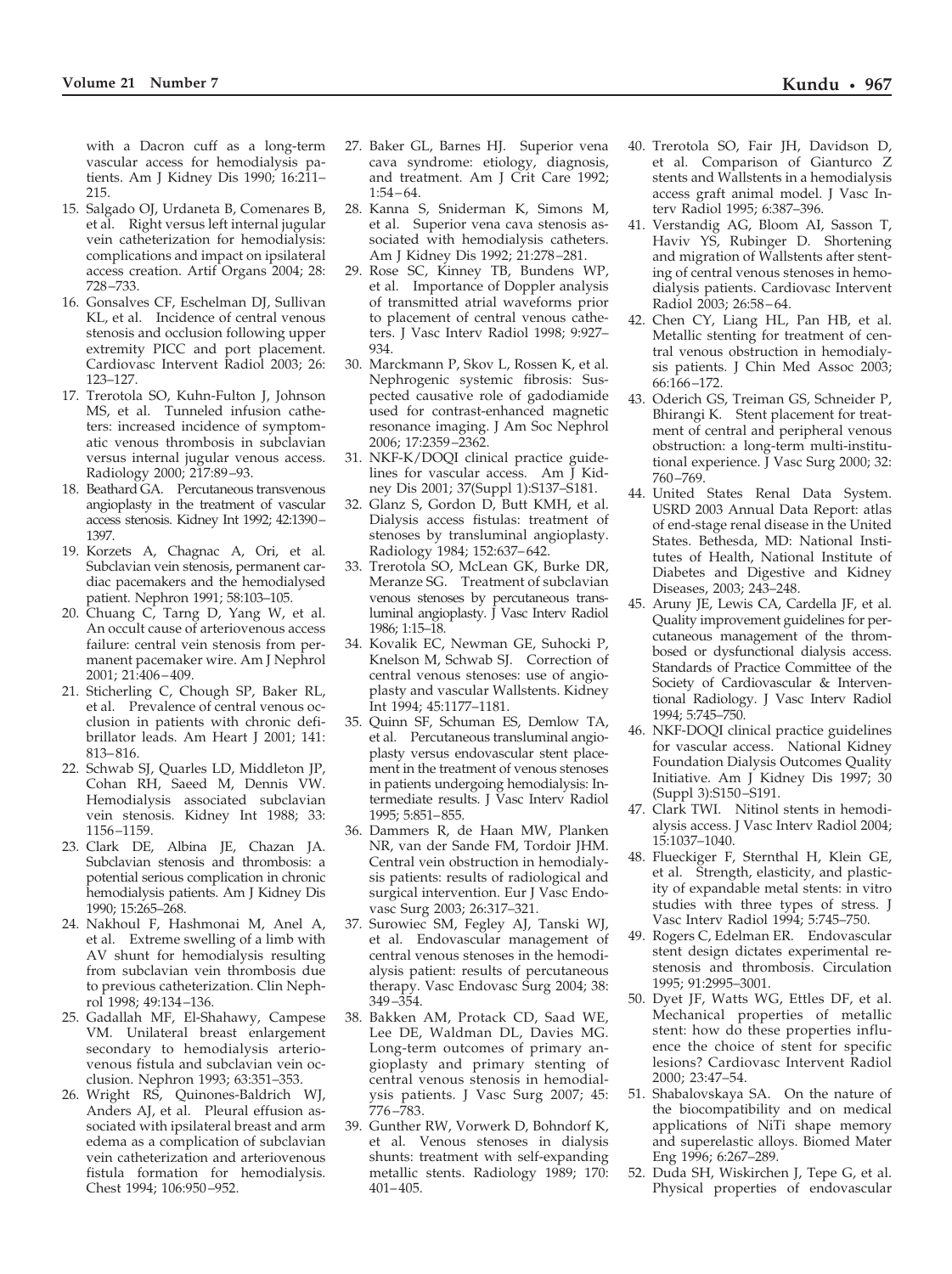with a Dacron cuff as a long-term vascular access for hemodialysis patients. Am J Kidney Dis 1990; 16:211–215.

15. Salgado OJ, Urdaneta B, Comenares B, et al. Right versus left internal jugular vein catheterization for hemodialysis: complications and impact on ipsilateral access creation. Artif Organs 2004; 28: 728–733.
16. Gonsalves CF, Eschelman DJ, Sullivan KL, et al. Incidence of central venous stenosis and occlusion following upper extremity PICC and port placement. Cardiovasc Intervent Radiol 2003; 26: 123–127.
17. Trerotola SO, Kuhn-Fulton J, Johnson MS, et al. Tunneled infusion catheters: increased incidence of symptomatic venous thrombosis in subclavian versus internal jugular venous access. Radiology 2000; 217:89–93.
18. Beathard GA. Percutaneous transvenous angioplasty in the treatment of vascular access stenosis. Kidney Int 1992; 42:1390–1397.
19. Korzets A, Chagnac A, Ori, et al. Subclavian vein stenosis, permanent cardiac pacemakers and the hemodialysed patient. Nephron 1991; 58:103–105.
20. Chuang C, Tarng D, Yang W, et al. An occult cause of arteriovenous access failure: central vein stenosis from permanent pacemaker wire. Am J Nephrol 2001; 21:406–409.
21. Sticherling C, Chough SP, Baker RL, et al. Prevalence of central venous occlusion in patients with chronic defibrillator leads. Am Heart J 2001; 141: 813–816.
22. Schwab SJ, Quarles LD, Middleton JP, Cohan RH, Saeed M, Dennis VW. Hemodialysis associated subclavian vein stenosis. Kidney Int 1988; 33: 1156–1159.
23. Clark DE, Albina JE, Chazan JA. Subclavian stenosis and thrombosis: a potential serious complication in chronic hemodialysis patients. Am J Kidney Dis 1990; 15:265–268.
24. Nakhoul F, Hashmonai M, Anel A, et al. Extreme swelling of a limb with AV shunt for hemodialysis resulting from subclavian vein thrombosis due to previous catheterization. Clin Nephrol 1998; 49:134–136.
25. Gadallah MF, El-Shahawy, Campese VM. Unilateral breast enlargement secondary to hemodialysis arteriovenous fistula and subclavian vein occlusion. Nephron 1993; 63:351–353.
26. Wright RS, Quinones-Baldrich WJ, Anders AJ, et al. Pleural effusion associated with ipsilateral breast and arm edema as a complication of subclavian vein catheterization and arteriovenous fistula formation for hemodialysis. Chest 1994; 106:950–952.
27. Baker GL, Barnes HJ. Superior vena cava syndrome: etiology, diagnosis, and treatment. Am J Crit Care 1992; 1:54–64.
28. Kanna S, Sniderman K, Simons M, et al. Superior vena cava stenosis associated with hemodialysis catheters. Am J Kidney Dis 1992; 21:278–281.
29. Rose SC, Kinney TB, Bundens WP, et al. Importance of Doppler analysis of transmitted atrial waveforms prior to placement of central venous catheters. J Vasc Interv Radiol 1998; 9:927–934.
30. Marckmann P, Skov L, Rossen K, et al. Nephrogenic systemic fibrosis: Suspected causative role of gadodiamide used for contrast-enhanced magnetic resonance imaging. J Am Soc Nephrol 2006; 17:2359–2362.
31. NKF-K/DOQI clinical practice guidelines for vascular access. Am J Kidney Dis 2001; 37(Suppl 1):S137–S181.
32. Glanz S, Gordon D, Butt KMH, et al. Dialysis access fistulas: treatment of stenoses by transluminal angioplasty. Radiology 1984; 152:637–642.
33. Trerotola SO, McLean GK, Burke DR, Meranze SG. Treatment of subclavian venous stenoses by percutaneous transluminal angioplasty. J Vasc Interv Radiol 1986; 1:15–18.
34. Kovalik EC, Newman GE, Suhocki P, Knelson M, Schwab SJ. Correction of central venous stenoses: use of angioplasty and vascular Wallstents. Kidney Int 1994; 45:1177–1181.
35. Quinn SF, Schuman ES, Demlow TA, et al. Percutaneous transluminal angioplasty versus endovascular stent placement in the treatment of venous stenoses in patients undergoing hemodialysis: Intermediate results. J Vasc Interv Radiol 1995; 5:851–855.
36. Dammers R, de Haan MW, Planken NR, van der Sande FM, Tordoir JHM. Central vein obstruction in hemodialysis patients: results of radiological and surgical intervention. Eur J Vasc Endovasc Surg 2003; 26:317–321.
37. Surowiec SM, Fegley AJ, Tanski WJ, et al. Endovascular management of central venous stenoses in the hemodialysis patient: results of percutaneous therapy. Vasc Endovasc Surg 2004; 38: 349–354.
38. Bakken AM, Protack CD, Saad WE, Lee DE, Waldman DL, Davies MG. Long-term outcomes of primary angioplasty and primary stenting of central venous stenosis in hemodialysis patients. J Vasc Surg 2007; 45: 776–783.
39. Gunther RW, Vorwerk D, Bohndorf K, et al. Venous stenoses in dialysis shunts: treatment with self-expanding metallic stents. Radiology 1989; 170: 401–405.
40. Trerotola SO, Fair JH, Davidson D, et al. Comparison of Gianturco Z stents and Wallstents in a hemodialysis access graft animal model. J Vasc Interv Radiol 1995; 6:387–396.
41. Verstandig AG, Bloom AI, Sasson T, Haviv YS, Rubinger D. Shortening and migration of Wallstents after stenting of central venous stenoses in hemodialysis patients. Cardiovasc Intervent Radiol 2003; 26:58–64.
42. Chen CY, Liang HL, Pan HB, et al. Metallic stenting for treatment of central venous obstruction in hemodialysis patients. J Chin Med Assoc 2003; 66:166–172.
43. Oderich GS, Treiman GS, Schneider P, Bhirangi K. Stent placement for treatment of central and peripheral venous obstruction: a long-term multi-institutional experience. J Vasc Surg 2000; 32: 760–769.
44. United States Renal Data System. USRD 2003 Annual Data Report: atlas of end-stage renal disease in the United States. Bethesda, MD: National Institutes of Health, National Institute of Diabetes and Digestive and Kidney Diseases, 2003; 243–248.
45. Aruny JE, Lewis CA, Cardella JF, et al. Quality improvement guidelines for percutaneous management of the thrombosed or dysfunctional dialysis access. Standards of Practice Committee of the Society of Cardiovascular & Interventional Radiology. J Vasc Interv Radiol 1994; 5:745–750.
46. NKF-DOQI clinical practice guidelines for vascular access. National Kidney Foundation Dialysis Outcomes Quality Initiative. Am J Kidney Dis 1997; 30 (Suppl 3):S150–S191.
47. Clark TWI. Nitinol stents in hemodialysis access. J Vasc Interv Radiol 2004; 15:1037–1040.
48. Flueckiger F, Sternthal H, Klein GE, et al. Strength, elasticity, and plasticity of expandable metal stents: in vitro studies with three types of stress. J Vasc Interv Radiol 1994; 5:745–750.
49. Rogers C, Edelman ER. Endovascular stent design dictates experimental restenosis and thrombosis. Circulation 1995; 91:2995–3001.
50. Dyet JF, Watts WG, Ettles DF, et al. Mechanical properties of metallic stent: how do these properties influence the choice of stent for specific lesions? Cardiovasc Intervent Radiol 2000; 23:47–54.
51. Shabalovskaya SA. On the nature of the biocompatibility and on medical applications of NiTi shape memory and superelastic alloys. Biomed Mater Eng 1996; 6:267–289.
52. Duda SH, Wiskirchen J, Tepe G, et al. Physical properties of endovascular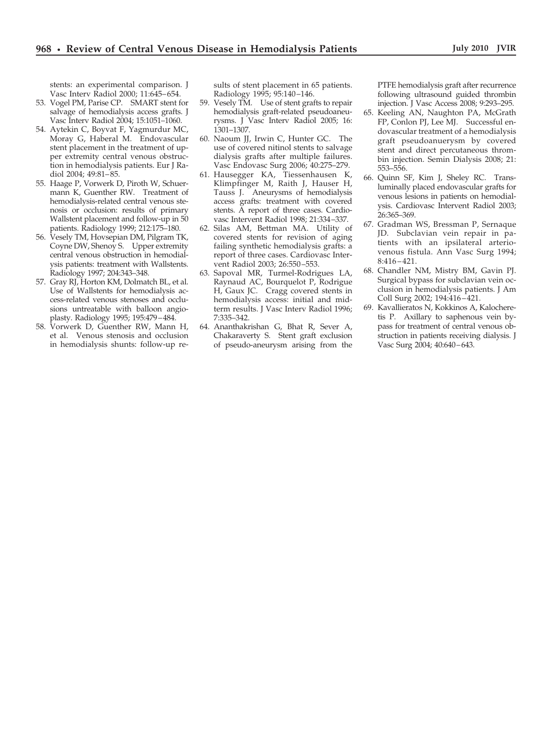stents: an experimental comparison. J Vasc Interv Radiol 2000; 11:645–654.

53. Vogel PM, Parise CP. SMART stent for salvage of hemodialysis access grafts. J Vasc Interv Radiol 2004; 15:1051–1060.
54. Aytekin C, Boyvat F, Yagmurdur MC, Moray G, Haberal M. Endovascular stent placement in the treatment of upper extremity central venous obstruction in hemodialysis patients. Eur J Radiol 2004; 49:81–85.
55. Haage P, Vorwerk D, Piroth W, Schuermann K, Guenther RW. Treatment of hemodialysis-related central venous stenosis or occlusion: results of primary Wallstent placement and follow-up in 50 patients. Radiology 1999; 212:175–180.
56. Vesely TM, Hovsepian DM, Pilgram TK, Coyne DW, Shenoy S. Upper extremity central venous obstruction in hemodialysis patients: treatment with Wallstents. Radiology 1997; 204:343–348.
57. Gray RJ, Horton KM, Dolmatch BL, et al. Use of Wallstents for hemodialysis access-related venous stenoses and occlusions untreatable with balloon angioplasty. Radiology 1995; 195:479–484.
58. Vorwerk D, Guenther RW, Mann H, et al. Venous stenosis and occlusion in hemodialysis shunts: follow-up results of stent placement in 65 patients. Radiology 1995; 95:140–146.
59. Vesely TM. Use of stent grafts to repair hemodialysis graft-related pseudoaneurysms. J Vasc Interv Radiol 2005; 16: 1301–1307.
60. Naoum JJ, Irwin C, Hunter GC. The use of covered nitinol stents to salvage dialysis grafts after multiple failures. Vasc Endovasc Surg 2006; 40:275–279.
61. Hausegger KA, Tiessenhausen K, Klimpfinger M, Raith J, Hauser H, Tauss J. Aneurysms of hemodialysis access grafts: treatment with covered stents. A report of three cases. Cardiovasc Intervent Radiol 1998; 21:334–337.
62. Silas AM, Bettman MA. Utility of covered stents for revision of aging failing synthetic hemodialysis grafts: a report of three cases. Cardiovasc Intervent Radiol 2003; 26:550–553.
63. Sapoval MR, Turmel-Rodrigues LA, Raynaud AC, Bourquelot P, Rodrigue H, Gaux JC. Cragg covered stents in hemodialysis access: initial and midterm results. J Vasc Interv Radiol 1996; 7:335–342.
64. Ananthakrishan G, Bhat R, Sever A, Chakaraverty S. Stent graft exclusion of pseudo-aneurysm arising from the PTFE hemodialysis graft after recurrence following ultrasound guided thrombin injection. J Vasc Access 2008; 9:293–295.
65. Keeling AN, Naughton PA, McGrath FP, Conlon PJ, Lee MJ. Successful endovascular treatment of a hemodialysis graft pseudoanuerysm by covered stent and direct percutaneous thrombin injection. Semin Dialysis 2008; 21: 553–556.
66. Quinn SF, Kim J, Sheley RC. Transluminally placed endovascular grafts for venous lesions in patients on hemodialysis. Cardiovasc Intervent Radiol 2003; 26:365–369.
67. Gradman WS, Bressman P, Sernaque JD. Subclavian vein repair in patients with an ipsilateral arteriovenous fistula. Ann Vasc Surg 1994; 8:416–421.
68. Chandler NM, Mistry BM, Gavin PJ. Surgical bypass for subclavian vein occlusion in hemodialysis patients. J Am Coll Surg 2002; 194:416–421.
69. Kavallieratos N, Kokkinos A, Kalocheretis P. Axillary to saphenous vein bypass for treatment of central venous obstruction in patients receiving dialysis. J Vasc Surg 2004; 40:640–643.